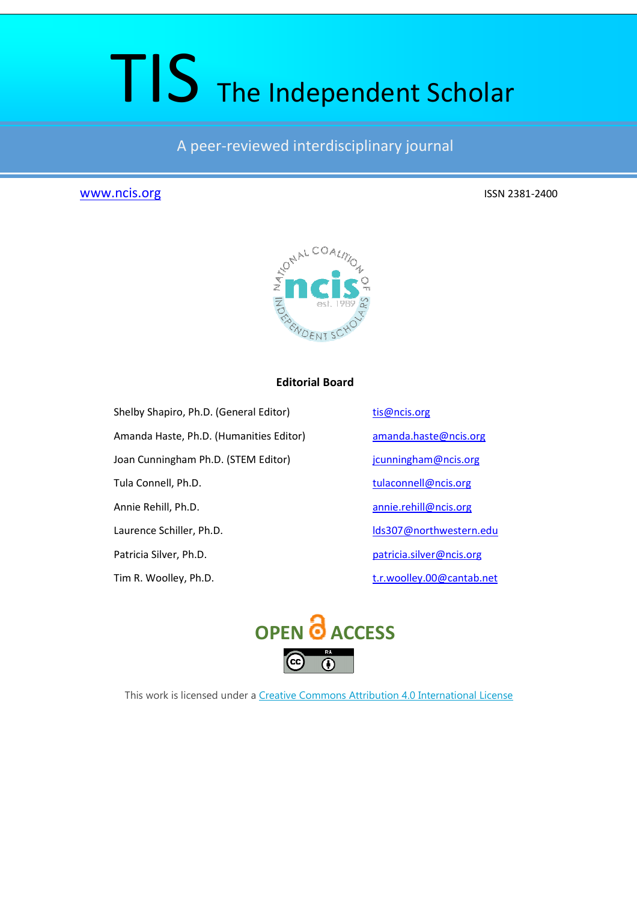# TIS The Independent Scholar

A peer-reviewed interdisciplinary journal

www.ncis.org

ISSN 2381-2400

**Editorial Board**

| | |
|---|---|
| Shelby Shapiro, Ph.D. (General Editor) | tis@ncis.org |
| Amanda Haste, Ph.D. (Humanities Editor) | amanda.haste@ncis.org |
| Joan Cunningham Ph.D. (STEM Editor) | jcunningham@ncis.org |
| Tula Connell, Ph.D. | tulaconnell@ncis.org |
| Annie Rehill, Ph.D. | annie.rehill@ncis.org |
| Laurence Schiller, Ph.D. | lds307@northwestern.edu |
| Patricia Silver, Ph.D. | patricia.silver@ncis.org |
| Tim R. Woolley, Ph.D. | t.r.woolley.00@cantab.net |

OPEN ACCESS

This work is licensed under a Creative Commons Attribution 4.0 International License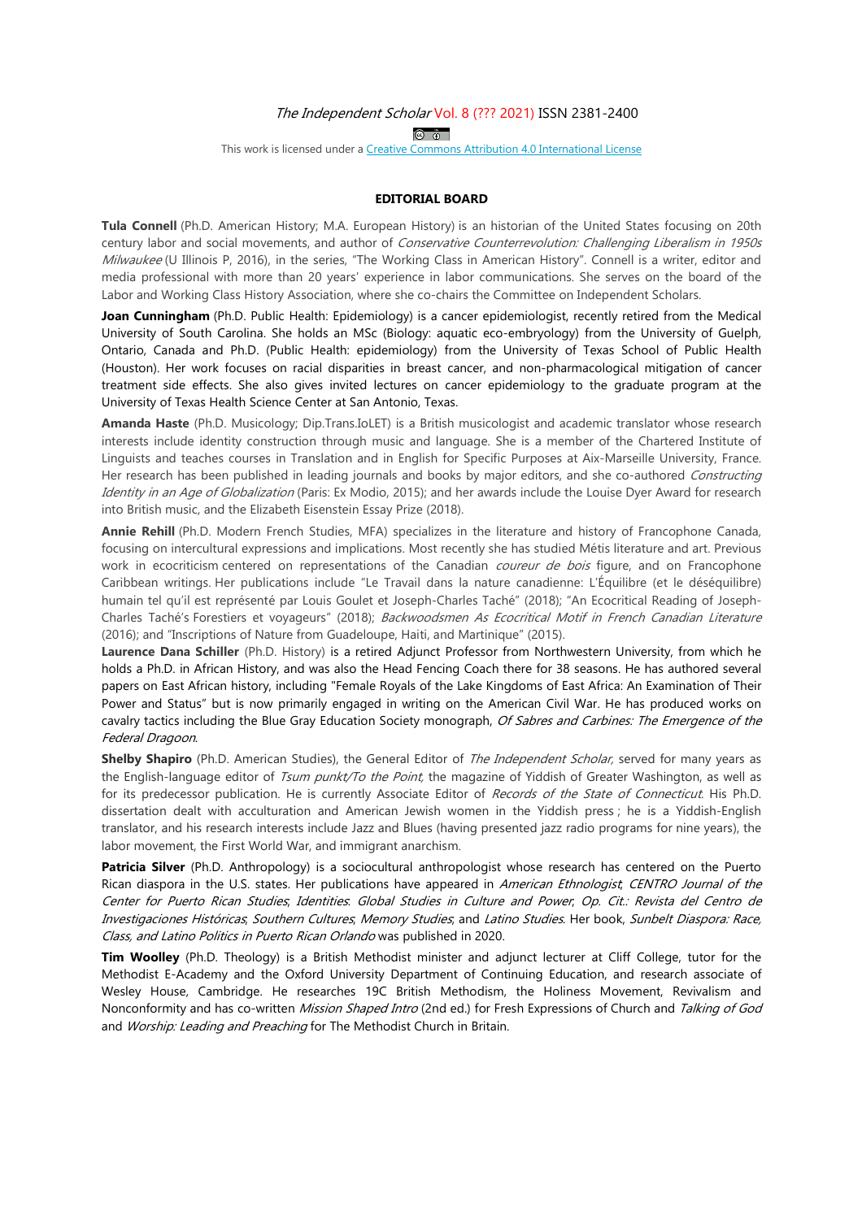## EDITORIAL BOARD

**Tula Connell** (Ph.D. American History; M.A. European History) is an historian of the United States focusing on 20th century labor and social movements, and author of *Conservative Counterrevolution: Challenging Liberalism in 1950s Milwaukee* (U Illinois P, 2016), in the series, "The Working Class in American History". Connell is a writer, editor and media professional with more than 20 years' experience in labor communications. She serves on the board of the Labor and Working Class History Association, where she co-chairs the Committee on Independent Scholars.

**Joan Cunningham** (Ph.D. Public Health: Epidemiology) is a cancer epidemiologist, recently retired from the Medical University of South Carolina. She holds an MSc (Biology: aquatic eco-embryology) from the University of Guelph, Ontario, Canada and Ph.D. (Public Health: epidemiology) from the University of Texas School of Public Health (Houston). Her work focuses on racial disparities in breast cancer, and non-pharmacological mitigation of cancer treatment side effects. She also gives invited lectures on cancer epidemiology to the graduate program at the University of Texas Health Science Center at San Antonio, Texas.

**Amanda Haste** (Ph.D. Musicology; Dip.Trans.IoLET) is a British musicologist and academic translator whose research interests include identity construction through music and language. She is a member of the Chartered Institute of Linguists and teaches courses in Translation and in English for Specific Purposes at Aix-Marseille University, France. Her research has been published in leading journals and books by major editors, and she co-authored *Constructing Identity in an Age of Globalization* (Paris: Ex Modio, 2015); and her awards include the Louise Dyer Award for research into British music, and the Elizabeth Eisenstein Essay Prize (2018).

**Annie Rehill** (Ph.D. Modern French Studies, MFA) specializes in the literature and history of Francophone Canada, focusing on intercultural expressions and implications. Most recently she has studied Métis literature and art. Previous work in ecocriticism centered on representations of the Canadian *coureur de bois* figure, and on Francophone Caribbean writings. Her publications include "Le Travail dans la nature canadienne: L'Équilibre (et le déséquilibre) humain tel qu'il est représenté par Louis Goulet et Joseph-Charles Taché" (2018); "An Ecocritical Reading of Joseph-Charles Taché's Forestiers et voyageurs" (2018); *Backwoodsmen As Ecocritical Motif in French Canadian Literature* (2016); and "Inscriptions of Nature from Guadeloupe, Haiti, and Martinique" (2015).

**Laurence Dana Schiller** (Ph.D. History) is a retired Adjunct Professor from Northwestern University, from which he holds a Ph.D. in African History, and was also the Head Fencing Coach there for 38 seasons. He has authored several papers on East African history, including "Female Royals of the Lake Kingdoms of East Africa: An Examination of Their Power and Status" but is now primarily engaged in writing on the American Civil War. He has produced works on cavalry tactics including the Blue Gray Education Society monograph, *Of Sabres and Carbines: The Emergence of the Federal Dragoon*.

**Shelby Shapiro** (Ph.D. American Studies), the General Editor of *The Independent Scholar,* served for many years as the English-language editor of *Tsum punkt/To the Point,* the magazine of Yiddish of Greater Washington, as well as for its predecessor publication. He is currently Associate Editor of *Records of the State of Connecticut*. His Ph.D. dissertation dealt with acculturation and American Jewish women in the Yiddish press ; he is a Yiddish-English translator, and his research interests include Jazz and Blues (having presented jazz radio programs for nine years), the labor movement, the First World War, and immigrant anarchism.

**Patricia Silver** (Ph.D. Anthropology) is a sociocultural anthropologist whose research has centered on the Puerto Rican diaspora in the U.S. states. Her publications have appeared in *American Ethnologist*; *CENTRO Journal of the Center for Puerto Rican Studies*; *Identities*: *Global Studies in Culture and Power*; *Op. Cit.: Revista del Centro de Investigaciones Históricas*; *Southern Cultures*; *Memory Studies*; and *Latino Studies*. Her book, *Sunbelt Diaspora: Race, Class, and Latino Politics in Puerto Rican Orlando* was published in 2020.

**Tim Woolley** (Ph.D. Theology) is a British Methodist minister and adjunct lecturer at Cliff College, tutor for the Methodist E-Academy and the Oxford University Department of Continuing Education, and research associate of Wesley House, Cambridge. He researches 19C British Methodism, the Holiness Movement, Revivalism and Nonconformity and has co-written *Mission Shaped Intro* (2nd ed.) for Fresh Expressions of Church and *Talking of God* and *Worship: Leading and Preaching* for The Methodist Church in Britain.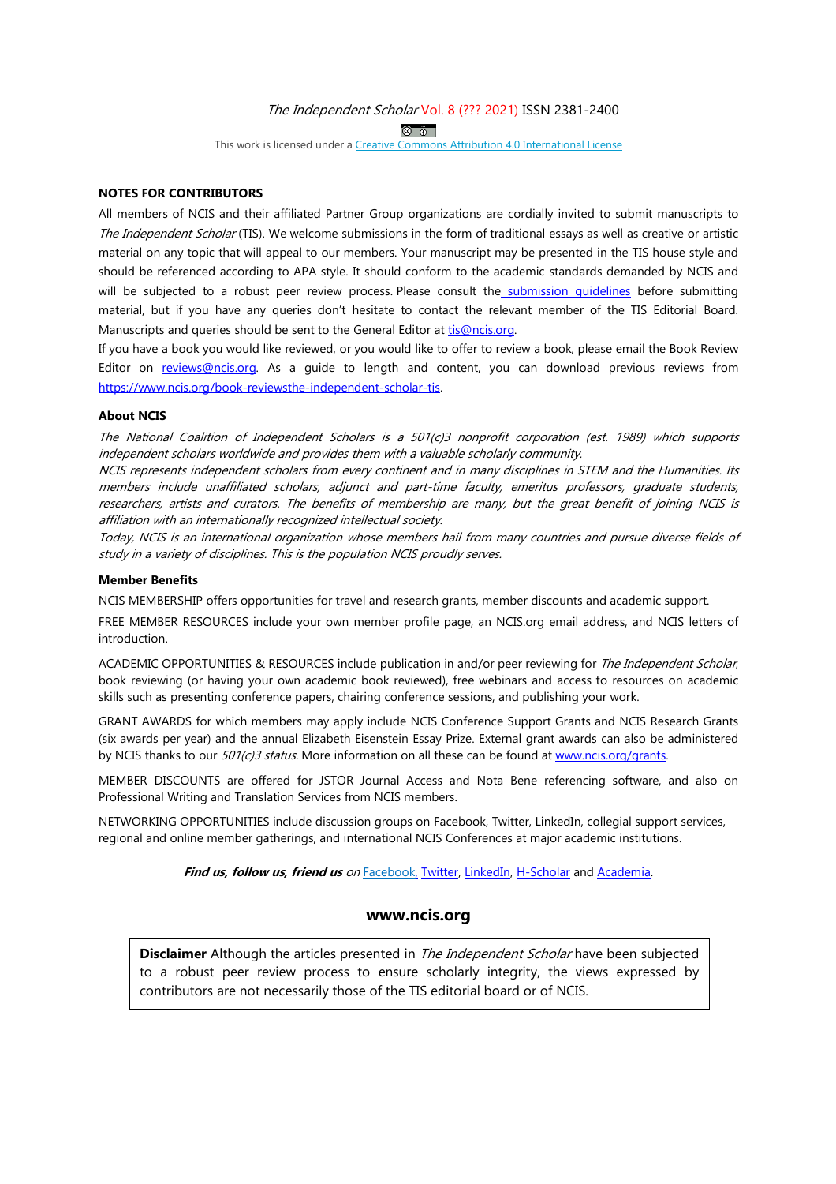*The Independent Scholar* Vol. 8 (??? 2021) ISSN 2381-2400

This work is licensed under a [Creative Commons Attribution 4.0 International License]

**NOTES FOR CONTRIBUTORS**

All members of NCIS and their affiliated Partner Group organizations are cordially invited to submit manuscripts to *The Independent Scholar* (TIS). We welcome submissions in the form of traditional essays as well as creative or artistic material on any topic that will appeal to our members. Your manuscript may be presented in the TIS house style and should be referenced according to APA style. It should conform to the academic standards demanded by NCIS and will be subjected to a robust peer review process. Please consult the submission guidelines before submitting material, but if you have any queries don't hesitate to contact the relevant member of the TIS Editorial Board. Manuscripts and queries should be sent to the General Editor at tis@ncis.org.

If you have a book you would like reviewed, or you would like to offer to review a book, please email the Book Review Editor on reviews@ncis.org. As a guide to length and content, you can download previous reviews from https://www.ncis.org/book-reviewsthe-independent-scholar-tis.

**About NCIS**

*The National Coalition of Independent Scholars is a 501(c)3 nonprofit corporation (est. 1989) which supports independent scholars worldwide and provides them with a valuable scholarly community.*

*NCIS represents independent scholars from every continent and in many disciplines in STEM and the Humanities. Its members include unaffiliated scholars, adjunct and part-time faculty, emeritus professors, graduate students, researchers, artists and curators. The benefits of membership are many, but the great benefit of joining NCIS is affiliation with an internationally recognized intellectual society.*

*Today, NCIS is an international organization whose members hail from many countries and pursue diverse fields of study in a variety of disciplines. This is the population NCIS proudly serves.*

**Member Benefits**

NCIS MEMBERSHIP offers opportunities for travel and research grants, member discounts and academic support.

FREE MEMBER RESOURCES include your own member profile page, an NCIS.org email address, and NCIS letters of introduction.

ACADEMIC OPPORTUNITIES & RESOURCES include publication in and/or peer reviewing for *The Independent Scholar*, book reviewing (or having your own academic book reviewed), free webinars and access to resources on academic skills such as presenting conference papers, chairing conference sessions, and publishing your work.

GRANT AWARDS for which members may apply include NCIS Conference Support Grants and NCIS Research Grants (six awards per year) and the annual Elizabeth Eisenstein Essay Prize. External grant awards can also be administered by NCIS thanks to our *501(c)3 status*. More information on all these can be found at www.ncis.org/grants.

MEMBER DISCOUNTS are offered for JSTOR Journal Access and Nota Bene referencing software, and also on Professional Writing and Translation Services from NCIS members.

NETWORKING OPPORTUNITIES include discussion groups on Facebook, Twitter, LinkedIn, collegial support services, regional and online member gatherings, and international NCIS Conferences at major academic institutions.

***Find us, follow us, friend us*** *on* Facebook, Twitter, LinkedIn, H-Scholar and Academia.

## www.ncis.org

**Disclaimer** Although the articles presented in *The Independent Scholar* have been subjected to a robust peer review process to ensure scholarly integrity, the views expressed by contributors are not necessarily those of the TIS editorial board or of NCIS.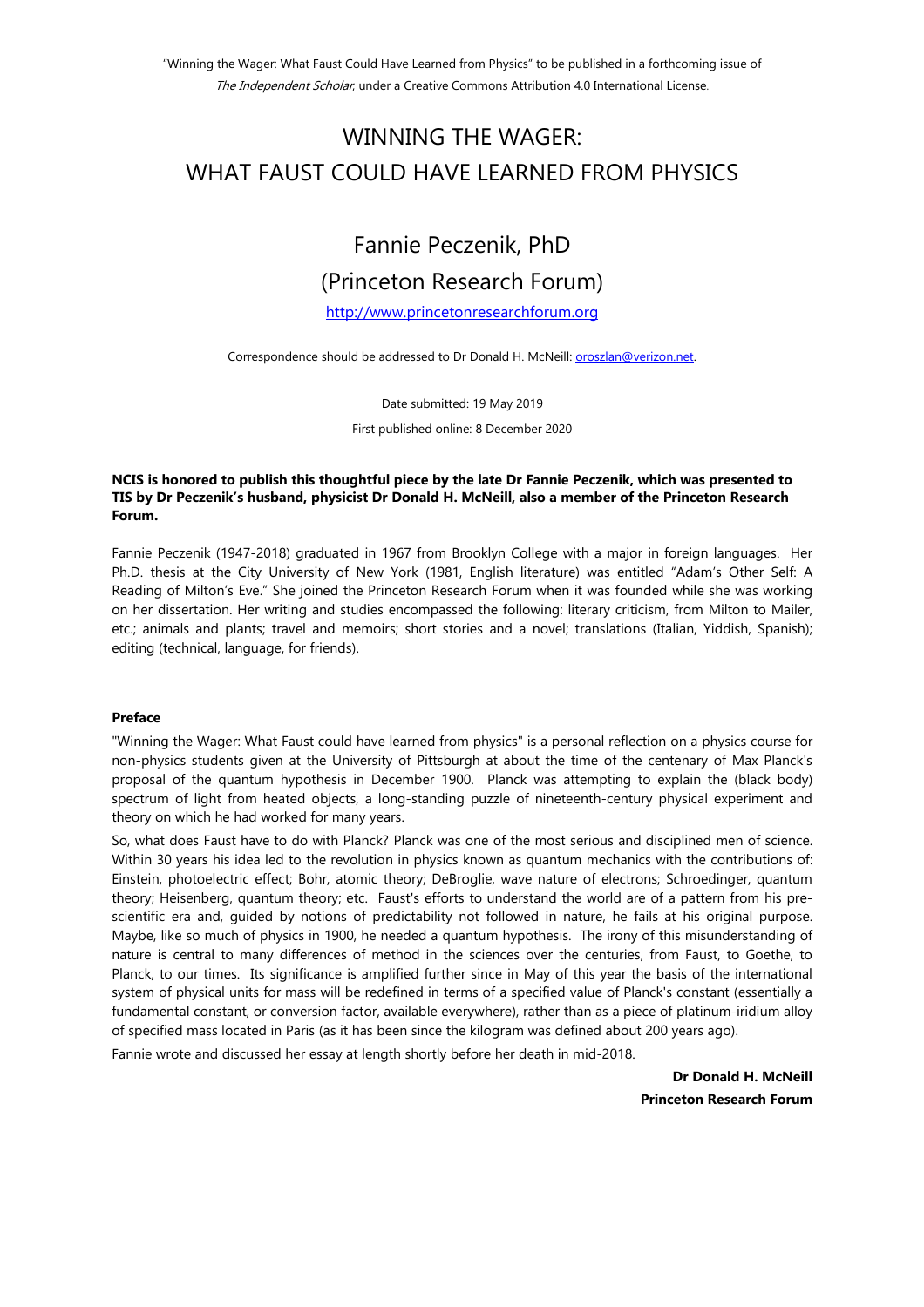"Winning the Wager: What Faust Could Have Learned from Physics" to be published in a forthcoming issue of *The Independent Scholar*, under a Creative Commons Attribution 4.0 International License.

# WINNING THE WAGER: WHAT FAUST COULD HAVE LEARNED FROM PHYSICS

## Fannie Peczenik, PhD

## (Princeton Research Forum)

http://www.princetonresearchforum.org

Correspondence should be addressed to Dr Donald H. McNeill: oroszlan@verizon.net.

Date submitted: 19 May 2019

First published online: 8 December 2020

**NCIS is honored to publish this thoughtful piece by the late Dr Fannie Peczenik, which was presented to TIS by Dr Peczenik's husband, physicist Dr Donald H. McNeill, also a member of the Princeton Research Forum.**

Fannie Peczenik (1947-2018) graduated in 1967 from Brooklyn College with a major in foreign languages. Her Ph.D. thesis at the City University of New York (1981, English literature) was entitled "Adam's Other Self: A Reading of Milton's Eve." She joined the Princeton Research Forum when it was founded while she was working on her dissertation. Her writing and studies encompassed the following: literary criticism, from Milton to Mailer, etc.; animals and plants; travel and memoirs; short stories and a novel; translations (Italian, Yiddish, Spanish); editing (technical, language, for friends).

**Preface**

"Winning the Wager: What Faust could have learned from physics" is a personal reflection on a physics course for non-physics students given at the University of Pittsburgh at about the time of the centenary of Max Planck's proposal of the quantum hypothesis in December 1900. Planck was attempting to explain the (black body) spectrum of light from heated objects, a long-standing puzzle of nineteenth-century physical experiment and theory on which he had worked for many years.

So, what does Faust have to do with Planck? Planck was one of the most serious and disciplined men of science. Within 30 years his idea led to the revolution in physics known as quantum mechanics with the contributions of: Einstein, photoelectric effect; Bohr, atomic theory; DeBroglie, wave nature of electrons; Schroedinger, quantum theory; Heisenberg, quantum theory; etc. Faust's efforts to understand the world are of a pattern from his pre-scientific era and, guided by notions of predictability not followed in nature, he fails at his original purpose. Maybe, like so much of physics in 1900, he needed a quantum hypothesis. The irony of this misunderstanding of nature is central to many differences of method in the sciences over the centuries, from Faust, to Goethe, to Planck, to our times. Its significance is amplified further since in May of this year the basis of the international system of physical units for mass will be redefined in terms of a specified value of Planck's constant (essentially a fundamental constant, or conversion factor, available everywhere), rather than as a piece of platinum-iridium alloy of specified mass located in Paris (as it has been since the kilogram was defined about 200 years ago).

Fannie wrote and discussed her essay at length shortly before her death in mid-2018.

**Dr Donald H. McNeill**
**Princeton Research Forum**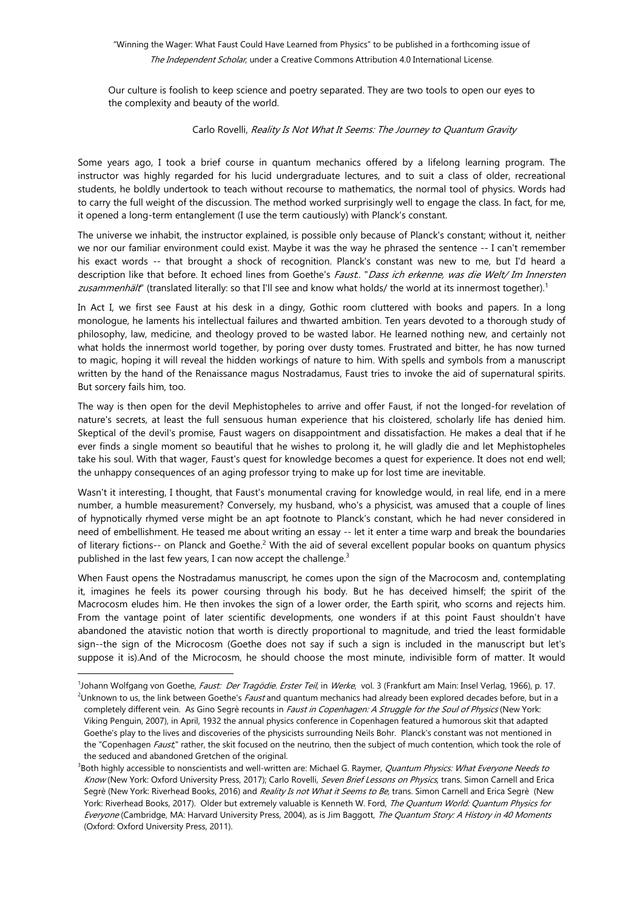> Our culture is foolish to keep science and poetry separated. They are two tools to open our eyes to the complexity and beauty of the world.
>
> Carlo Rovelli, *Reality Is Not What It Seems: The Journey to Quantum Gravity*

Some years ago, I took a brief course in quantum mechanics offered by a lifelong learning program. The instructor was highly regarded for his lucid undergraduate lectures, and to suit a class of older, recreational students, he boldly undertook to teach without recourse to mathematics, the normal tool of physics. Words had to carry the full weight of the discussion. The method worked surprisingly well to engage the class. In fact, for me, it opened a long-term entanglement (I use the term cautiously) with Planck's constant.

The universe we inhabit, the instructor explained, is possible only because of Planck's constant; without it, neither we nor our familiar environment could exist. Maybe it was the way he phrased the sentence -- I can't remember his exact words -- that brought a shock of recognition. Planck's constant was new to me, but I'd heard a description like that before. It echoed lines from Goethe's *Faust*.. "*Dass ich erkenne, was die Welt/ Im Innersten zusammenhält*" (translated literally: so that I'll see and know what holds/ the world at its innermost together).[1]

In Act I, we first see Faust at his desk in a dingy, Gothic room cluttered with books and papers. In a long monologue, he laments his intellectual failures and thwarted ambition. Ten years devoted to a thorough study of philosophy, law, medicine, and theology proved to be wasted labor. He learned nothing new, and certainly not what holds the innermost world together, by poring over dusty tomes. Frustrated and bitter, he has now turned to magic, hoping it will reveal the hidden workings of nature to him. With spells and symbols from a manuscript written by the hand of the Renaissance magus Nostradamus, Faust tries to invoke the aid of supernatural spirits. But sorcery fails him, too.

The way is then open for the devil Mephistopheles to arrive and offer Faust, if not the longed-for revelation of nature's secrets, at least the full sensuous human experience that his cloistered, scholarly life has denied him. Skeptical of the devil's promise, Faust wagers on disappointment and dissatisfaction. He makes a deal that if he ever finds a single moment so beautiful that he wishes to prolong it, he will gladly die and let Mephistopheles take his soul. With that wager, Faust's quest for knowledge becomes a quest for experience. It does not end well; the unhappy consequences of an aging professor trying to make up for lost time are inevitable.

Wasn't it interesting, I thought, that Faust's monumental craving for knowledge would, in real life, end in a mere number, a humble measurement? Conversely, my husband, who's a physicist, was amused that a couple of lines of hypnotically rhymed verse might be an apt footnote to Planck's constant, which he had never considered in need of embellishment. He teased me about writing an essay -- let it enter a time warp and break the boundaries of literary fictions-- on Planck and Goethe.[2] With the aid of several excellent popular books on quantum physics published in the last few years, I can now accept the challenge.[3]

When Faust opens the Nostradamus manuscript, he comes upon the sign of the Macrocosm and, contemplating it, imagines he feels its power coursing through his body. But he has deceived himself; the spirit of the Macrocosm eludes him. He then invokes the sign of a lower order, the Earth spirit, who scorns and rejects him. From the vantage point of later scientific developments, one wonders if at this point Faust shouldn't have abandoned the atavistic notion that worth is directly proportional to magnitude, and tried the least formidable sign--the sign of the Microcosm (Goethe does not say if such a sign is included in the manuscript but let's suppose it is).And of the Microcosm, he should choose the most minute, indivisible form of matter. It would

---

[1] Johann Wolfgang von Goethe, *Faust: Der Tragödie. Erster Teil*, in *Werke*, vol. 3 (Frankfurt am Main: Insel Verlag, 1966), p. 17.

[2] Unknown to us, the link between Goethe's *Faust* and quantum mechanics had already been explored decades before, but in a completely different vein. As Gino Segrè recounts in *Faust in Copenhagen: A Struggle for the Soul of Physics* (New York: Viking Penguin, 2007), in April, 1932 the annual physics conference in Copenhagen featured a humorous skit that adapted Goethe's play to the lives and discoveries of the physicists surrounding Neils Bohr. Planck's constant was not mentioned in the "Copenhagen *Faust*;" rather, the skit focused on the neutrino, then the subject of much contention, which took the role of the seduced and abandoned Gretchen of the original.

[3] Both highly accessible to nonscientists and well-written are: Michael G. Raymer, *Quantum Physics: What Everyone Needs to Know* (New York: Oxford University Press, 2017); Carlo Rovelli, *Seven Brief Lessons on Physics*, trans. Simon Carnell and Erica Segrè (New York: Riverhead Books, 2016) and *Reality Is not What it Seems to Be*, trans. Simon Carnell and Erica Segrè (New York: Riverhead Books, 2017). Older but extremely valuable is Kenneth W. Ford, *The Quantum World: Quantum Physics for Everyone* (Cambridge, MA: Harvard University Press, 2004), as is Jim Baggott, *The Quantum Story: A History in 40 Moments* (Oxford: Oxford University Press, 2011).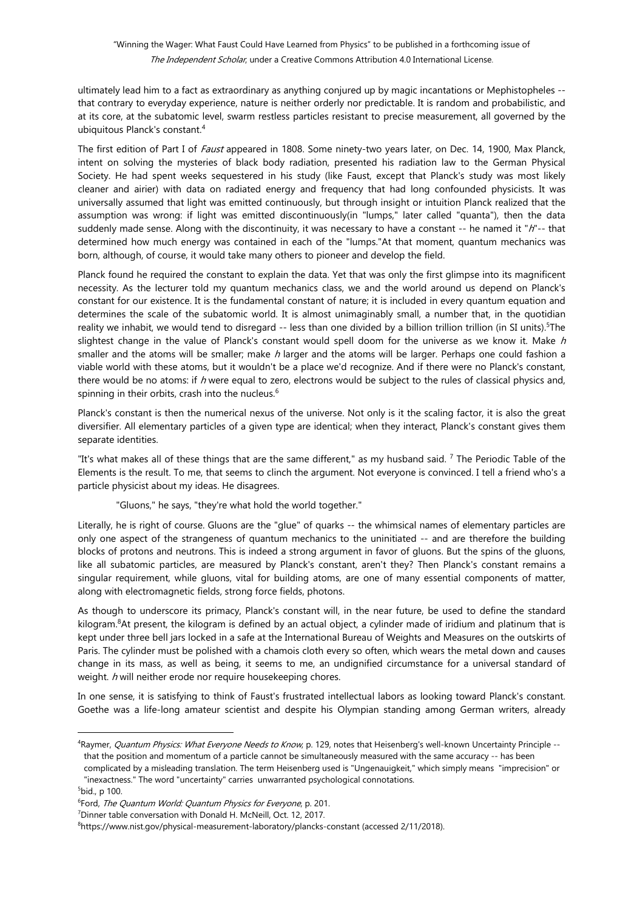ultimately lead him to a fact as extraordinary as anything conjured up by magic incantations or Mephistopheles -- that contrary to everyday experience, nature is neither orderly nor predictable. It is random and probabilistic, and at its core, at the subatomic level, swarm restless particles resistant to precise measurement, all governed by the ubiquitous Planck's constant.[4]

The first edition of Part I of *Faust* appeared in 1808. Some ninety-two years later, on Dec. 14, 1900, Max Planck, intent on solving the mysteries of black body radiation, presented his radiation law to the German Physical Society. He had spent weeks sequestered in his study (like Faust, except that Planck's study was most likely cleaner and airier) with data on radiated energy and frequency that had long confounded physicists. It was universally assumed that light was emitted continuously, but through insight or intuition Planck realized that the assumption was wrong: if light was emitted discontinuously(in "lumps," later called "quanta"), then the data suddenly made sense. Along with the discontinuity, it was necessary to have a constant -- he named it "*h*"-- that determined how much energy was contained in each of the "lumps."At that moment, quantum mechanics was born, although, of course, it would take many others to pioneer and develop the field.

Planck found he required the constant to explain the data. Yet that was only the first glimpse into its magnificent necessity. As the lecturer told my quantum mechanics class, we and the world around us depend on Planck's constant for our existence. It is the fundamental constant of nature; it is included in every quantum equation and determines the scale of the subatomic world. It is almost unimaginably small, a number that, in the quotidian reality we inhabit, we would tend to disregard -- less than one divided by a billion trillion trillion (in SI units).[5]The slightest change in the value of Planck's constant would spell doom for the universe as we know it. Make *h* smaller and the atoms will be smaller; make *h* larger and the atoms will be larger. Perhaps one could fashion a viable world with these atoms, but it wouldn't be a place we'd recognize. And if there were no Planck's constant, there would be no atoms: if *h* were equal to zero, electrons would be subject to the rules of classical physics and, spinning in their orbits, crash into the nucleus.[6]

Planck's constant is then the numerical nexus of the universe. Not only is it the scaling factor, it is also the great diversifier. All elementary particles of a given type are identical; when they interact, Planck's constant gives them separate identities.

"It's what makes all of these things that are the same different," as my husband said. [7] The Periodic Table of the Elements is the result. To me, that seems to clinch the argument. Not everyone is convinced. I tell a friend who's a particle physicist about my ideas. He disagrees.

"Gluons," he says, "they're what hold the world together."

Literally, he is right of course. Gluons are the "glue" of quarks -- the whimsical names of elementary particles are only one aspect of the strangeness of quantum mechanics to the uninitiated -- and are therefore the building blocks of protons and neutrons. This is indeed a strong argument in favor of gluons. But the spins of the gluons, like all subatomic particles, are measured by Planck's constant, aren't they? Then Planck's constant remains a singular requirement, while gluons, vital for building atoms, are one of many essential components of matter, along with electromagnetic fields, strong force fields, photons.

As though to underscore its primacy, Planck's constant will, in the near future, be used to define the standard kilogram.[8]At present, the kilogram is defined by an actual object, a cylinder made of iridium and platinum that is kept under three bell jars locked in a safe at the International Bureau of Weights and Measures on the outskirts of Paris. The cylinder must be polished with a chamois cloth every so often, which wears the metal down and causes change in its mass, as well as being, it seems to me, an undignified circumstance for a universal standard of weight. *h* will neither erode nor require housekeeping chores.

In one sense, it is satisfying to think of Faust's frustrated intellectual labors as looking toward Planck's constant. Goethe was a life-long amateur scientist and despite his Olympian standing among German writers, already

---

[4]Raymer, *Quantum Physics: What Everyone Needs to Know*, p. 129, notes that Heisenberg's well-known Uncertainty Principle -- that the position and momentum of a particle cannot be simultaneously measured with the same accuracy -- has been complicated by a misleading translation. The term Heisenberg used is "Ungenauigkeit," which simply means "imprecision" or "inexactness." The word "uncertainty" carries unwarranted psychological connotations.

[5]bid., p 100.

[6]Ford, *The Quantum World: Quantum Physics for Everyone*, p. 201.

[7]Dinner table conversation with Donald H. McNeill, Oct. 12, 2017.

[8]https://www.nist.gov/physical-measurement-laboratory/plancks-constant (accessed 2/11/2018).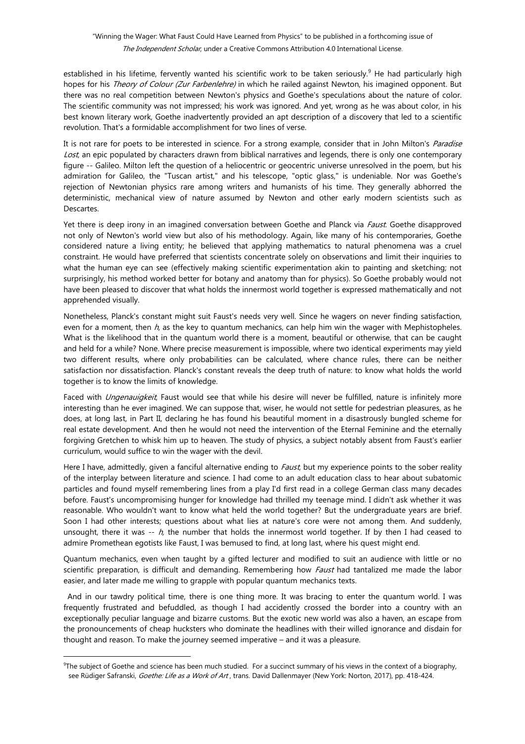established in his lifetime, fervently wanted his scientific work to be taken seriously.[9] He had particularly high hopes for his *Theory of Colour (Zur Farbenlehre)* in which he railed against Newton, his imagined opponent. But there was no real competition between Newton's physics and Goethe's speculations about the nature of color. The scientific community was not impressed; his work was ignored. And yet, wrong as he was about color, in his best known literary work, Goethe inadvertently provided an apt description of a discovery that led to a scientific revolution. That's a formidable accomplishment for two lines of verse.

It is not rare for poets to be interested in science. For a strong example, consider that in John Milton's *Paradise Lost*, an epic populated by characters drawn from biblical narratives and legends, there is only one contemporary figure -- Galileo. Milton left the question of a heliocentric or geocentric universe unresolved in the poem, but his admiration for Galileo, the "Tuscan artist," and his telescope, "optic glass," is undeniable. Nor was Goethe's rejection of Newtonian physics rare among writers and humanists of his time. They generally abhorred the deterministic, mechanical view of nature assumed by Newton and other early modern scientists such as Descartes.

Yet there is deep irony in an imagined conversation between Goethe and Planck via *Faust*. Goethe disapproved not only of Newton's world view but also of his methodology. Again, like many of his contemporaries, Goethe considered nature a living entity; he believed that applying mathematics to natural phenomena was a cruel constraint. He would have preferred that scientists concentrate solely on observations and limit their inquiries to what the human eye can see (effectively making scientific experimentation akin to painting and sketching; not surprisingly, his method worked better for botany and anatomy than for physics). So Goethe probably would not have been pleased to discover that what holds the innermost world together is expressed mathematically and not apprehended visually.

Nonetheless, Planck's constant might suit Faust's needs very well. Since he wagers on never finding satisfaction, even for a moment, then *h*, as the key to quantum mechanics, can help him win the wager with Mephistopheles. What is the likelihood that in the quantum world there is a moment, beautiful or otherwise, that can be caught and held for a while? None. Where precise measurement is impossible, where two identical experiments may yield two different results, where only probabilities can be calculated, where chance rules, there can be neither satisfaction nor dissatisfaction. Planck's constant reveals the deep truth of nature: to know what holds the world together is to know the limits of knowledge.

Faced with *Ungenauigkeit*, Faust would see that while his desire will never be fulfilled, nature is infinitely more interesting than he ever imagined. We can suppose that, wiser, he would not settle for pedestrian pleasures, as he does, at long last, in Part II, declaring he has found his beautiful moment in a disastrously bungled scheme for real estate development. And then he would not need the intervention of the Eternal Feminine and the eternally forgiving Gretchen to whisk him up to heaven. The study of physics, a subject notably absent from Faust's earlier curriculum, would suffice to win the wager with the devil.

Here I have, admittedly, given a fanciful alternative ending to *Faust*, but my experience points to the sober reality of the interplay between literature and science. I had come to an adult education class to hear about subatomic particles and found myself remembering lines from a play I'd first read in a college German class many decades before. Faust's uncompromising hunger for knowledge had thrilled my teenage mind. I didn't ask whether it was reasonable. Who wouldn't want to know what held the world together? But the undergraduate years are brief. Soon I had other interests; questions about what lies at nature's core were not among them. And suddenly, unsought, there it was -- *h*, the number that holds the innermost world together. If by then I had ceased to admire Promethean egotists like Faust, I was bemused to find, at long last, where his quest might end.

Quantum mechanics, even when taught by a gifted lecturer and modified to suit an audience with little or no scientific preparation, is difficult and demanding. Remembering how *Faust* had tantalized me made the labor easier, and later made me willing to grapple with popular quantum mechanics texts.

And in our tawdry political time, there is one thing more. It was bracing to enter the quantum world. I was frequently frustrated and befuddled, as though I had accidently crossed the border into a country with an exceptionally peculiar language and bizarre customs. But the exotic new world was also a haven, an escape from the pronouncements of cheap hucksters who dominate the headlines with their willed ignorance and disdain for thought and reason. To make the journey seemed imperative – and it was a pleasure.

---

[9]The subject of Goethe and science has been much studied. For a succinct summary of his views in the context of a biography, see Rüdiger Safranski, *Goethe: Life as a Work of Art*, trans. David Dallenmayer (New York: Norton, 2017), pp. 418-424.